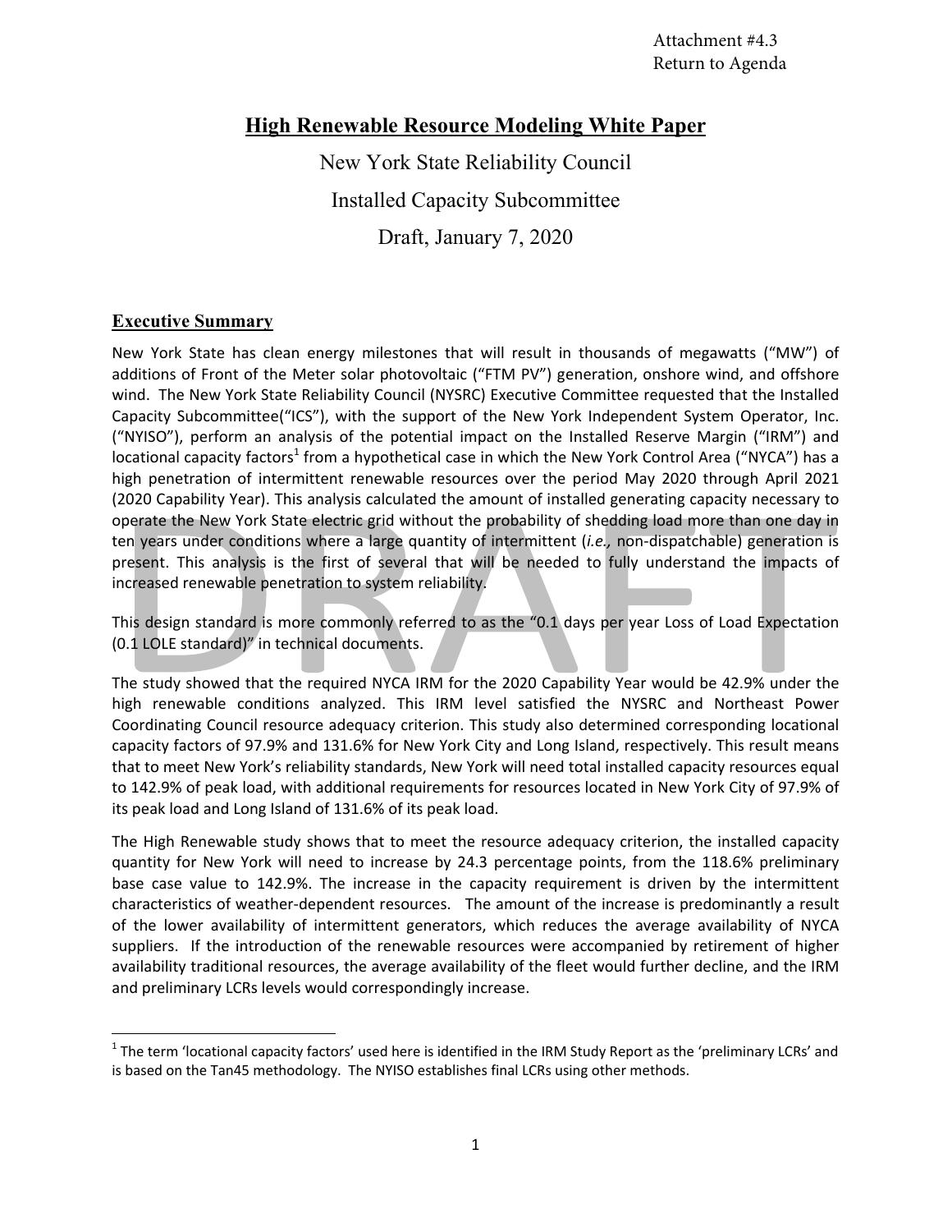Attachment #4.3
Return to Agenda

# High Renewable Resource Modeling White Paper

New York State Reliability Council

Installed Capacity Subcommittee

Draft, January 7, 2020

## Executive Summary

New York State has clean energy milestones that will result in thousands of megawatts ("MW") of additions of Front of the Meter solar photovoltaic ("FTM PV") generation, onshore wind, and offshore wind. The New York State Reliability Council (NYSRC) Executive Committee requested that the Installed Capacity Subcommittee("ICS"), with the support of the New York Independent System Operator, Inc. ("NYISO"), perform an analysis of the potential impact on the Installed Reserve Margin ("IRM") and locational capacity factors[1] from a hypothetical case in which the New York Control Area ("NYCA") has a high penetration of intermittent renewable resources over the period May 2020 through April 2021 (2020 Capability Year). This analysis calculated the amount of installed generating capacity necessary to operate the New York State electric grid without the probability of shedding load more than one day in ten years under conditions where a large quantity of intermittent (*i.e.,* non-dispatchable) generation is present. This analysis is the first of several that will be needed to fully understand the impacts of increased renewable penetration to system reliability.

This design standard is more commonly referred to as the "0.1 days per year Loss of Load Expectation (0.1 LOLE standard)" in technical documents.

The study showed that the required NYCA IRM for the 2020 Capability Year would be 42.9% under the high renewable conditions analyzed. This IRM level satisfied the NYSRC and Northeast Power Coordinating Council resource adequacy criterion. This study also determined corresponding locational capacity factors of 97.9% and 131.6% for New York City and Long Island, respectively. This result means that to meet New York's reliability standards, New York will need total installed capacity resources equal to 142.9% of peak load, with additional requirements for resources located in New York City of 97.9% of its peak load and Long Island of 131.6% of its peak load.

The High Renewable study shows that to meet the resource adequacy criterion, the installed capacity quantity for New York will need to increase by 24.3 percentage points, from the 118.6% preliminary base case value to 142.9%. The increase in the capacity requirement is driven by the intermittent characteristics of weather-dependent resources. The amount of the increase is predominantly a result of the lower availability of intermittent generators, which reduces the average availability of NYCA suppliers. If the introduction of the renewable resources were accompanied by retirement of higher availability traditional resources, the average availability of the fleet would further decline, and the IRM and preliminary LCRs levels would correspondingly increase.

---

[1] The term 'locational capacity factors' used here is identified in the IRM Study Report as the 'preliminary LCRs' and is based on the Tan45 methodology. The NYISO establishes final LCRs using other methods.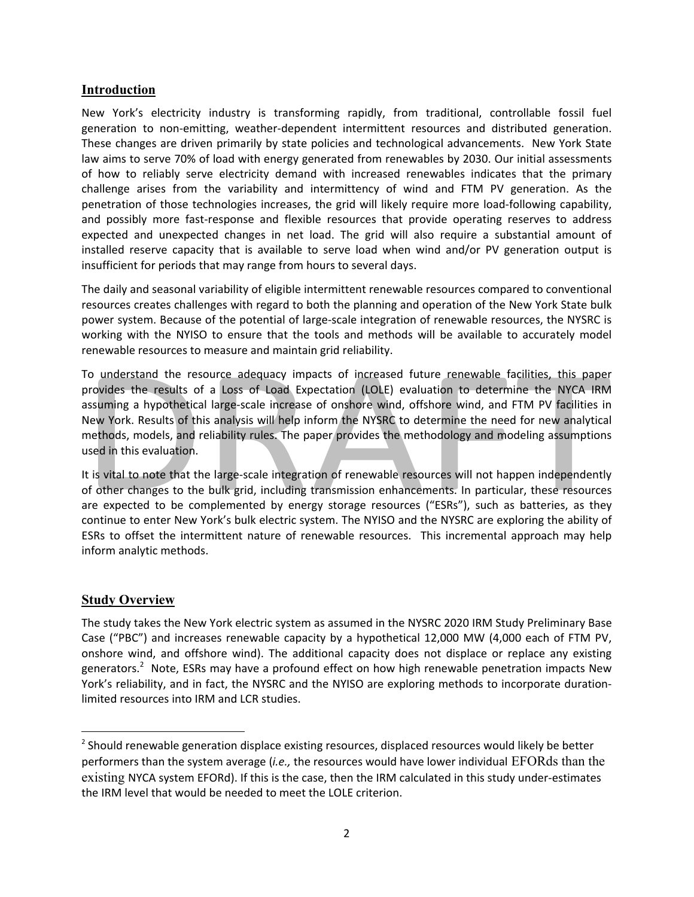## Introduction

New York's electricity industry is transforming rapidly, from traditional, controllable fossil fuel generation to non-emitting, weather-dependent intermittent resources and distributed generation. These changes are driven primarily by state policies and technological advancements. New York State law aims to serve 70% of load with energy generated from renewables by 2030. Our initial assessments of how to reliably serve electricity demand with increased renewables indicates that the primary challenge arises from the variability and intermittency of wind and FTM PV generation. As the penetration of those technologies increases, the grid will likely require more load-following capability, and possibly more fast-response and flexible resources that provide operating reserves to address expected and unexpected changes in net load. The grid will also require a substantial amount of installed reserve capacity that is available to serve load when wind and/or PV generation output is insufficient for periods that may range from hours to several days.

The daily and seasonal variability of eligible intermittent renewable resources compared to conventional resources creates challenges with regard to both the planning and operation of the New York State bulk power system. Because of the potential of large-scale integration of renewable resources, the NYSRC is working with the NYISO to ensure that the tools and methods will be available to accurately model renewable resources to measure and maintain grid reliability.

To understand the resource adequacy impacts of increased future renewable facilities, this paper provides the results of a Loss of Load Expectation (LOLE) evaluation to determine the NYCA IRM assuming a hypothetical large-scale increase of onshore wind, offshore wind, and FTM PV facilities in New York. Results of this analysis will help inform the NYSRC to determine the need for new analytical methods, models, and reliability rules. The paper provides the methodology and modeling assumptions used in this evaluation.

It is vital to note that the large-scale integration of renewable resources will not happen independently of other changes to the bulk grid, including transmission enhancements. In particular, these resources are expected to be complemented by energy storage resources ("ESRs"), such as batteries, as they continue to enter New York's bulk electric system. The NYISO and the NYSRC are exploring the ability of ESRs to offset the intermittent nature of renewable resources. This incremental approach may help inform analytic methods.

## Study Overview

The study takes the New York electric system as assumed in the NYSRC 2020 IRM Study Preliminary Base Case ("PBC") and increases renewable capacity by a hypothetical 12,000 MW (4,000 each of FTM PV, onshore wind, and offshore wind). The additional capacity does not displace or replace any existing generators.[2] Note, ESRs may have a profound effect on how high renewable penetration impacts New York's reliability, and in fact, the NYSRC and the NYISO are exploring methods to incorporate duration-limited resources into IRM and LCR studies.

---

[2] Should renewable generation displace existing resources, displaced resources would likely be better performers than the system average (*i.e.,* the resources would have lower individual EFORds than the existing NYCA system EFORd). If this is the case, then the IRM calculated in this study under-estimates the IRM level that would be needed to meet the LOLE criterion.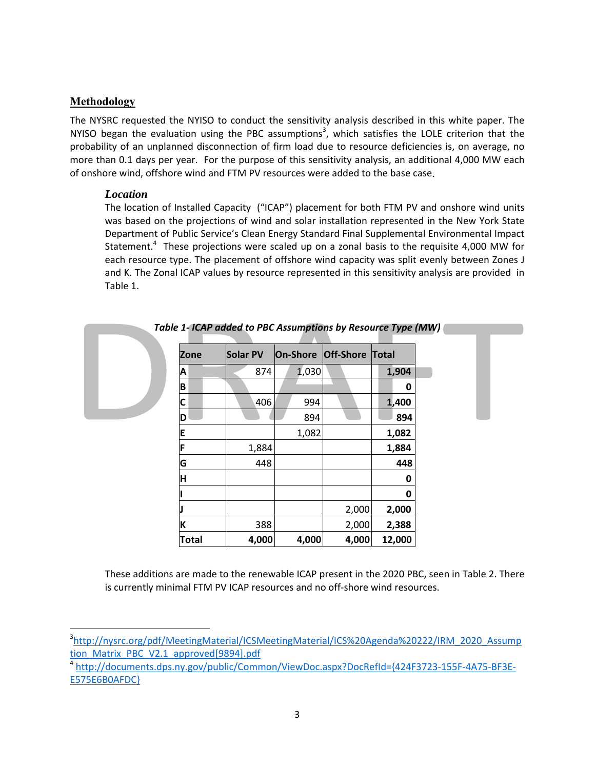## Methodology

The NYSRC requested the NYISO to conduct the sensitivity analysis described in this white paper. The NYISO began the evaluation using the PBC assumptions[3], which satisfies the LOLE criterion that the probability of an unplanned disconnection of firm load due to resource deficiencies is, on average, no more than 0.1 days per year. For the purpose of this sensitivity analysis, an additional 4,000 MW each of onshore wind, offshore wind and FTM PV resources were added to the base case.

### *Location*

The location of Installed Capacity ("ICAP") placement for both FTM PV and onshore wind units was based on the projections of wind and solar installation represented in the New York State Department of Public Service's Clean Energy Standard Final Supplemental Environmental Impact Statement.[4] These projections were scaled up on a zonal basis to the requisite 4,000 MW for each resource type. The placement of offshore wind capacity was split evenly between Zones J and K. The Zonal ICAP values by resource represented in this sensitivity analysis are provided in Table 1.

***Table 1- ICAP added to PBC Assumptions by Resource Type (MW)***

| Zone | Solar PV | On-Shore | Off-Shore | Total |
|---|---|---|---|---|
| A | 874 | 1,030 | | **1,904** |
| B | | | | **0** |
| C | 406 | 994 | | **1,400** |
| D | | 894 | | **894** |
| E | | 1,082 | | **1,082** |
| F | 1,884 | | | **1,884** |
| G | 448 | | | **448** |
| H | | | | **0** |
| I | | | | **0** |
| J | | | 2,000 | **2,000** |
| K | 388 | | 2,000 | **2,388** |
| **Total** | **4,000** | **4,000** | **4,000** | **12,000** |

These additions are made to the renewable ICAP present in the 2020 PBC, seen in Table 2. There is currently minimal FTM PV ICAP resources and no off-shore wind resources.

---

[3] http://nysrc.org/pdf/MeetingMaterial/ICSMeetingMaterial/ICS%20Agenda%20222/IRM_2020_Assumption_Matrix_PBC_V2.1_approved[9894].pdf

[4] http://documents.dps.ny.gov/public/Common/ViewDoc.aspx?DocRefId={424F3723-155F-4A75-BF3E-E575E6B0AFDC}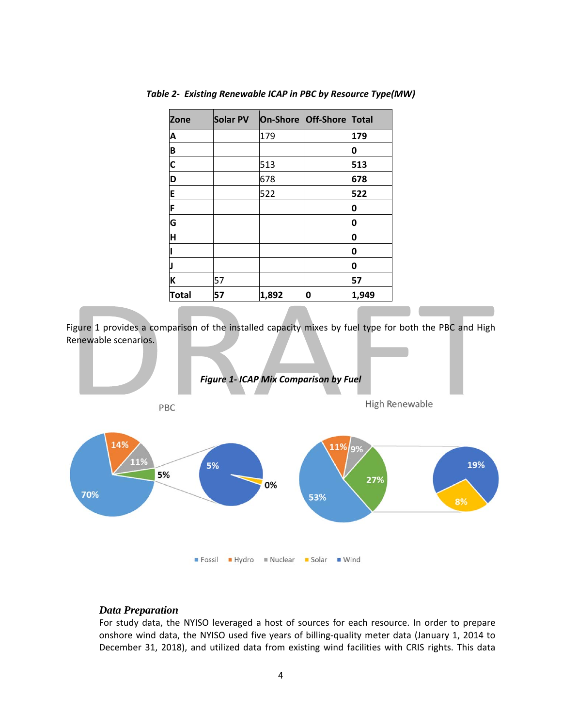*Table 2- Existing Renewable ICAP in PBC by Resource Type(MW)*

| Zone | Solar PV | On-Shore | Off-Shore | Total |
|---|---|---|---|---|
| A | | 179 | | 179 |
| B | | | | 0 |
| C | | 513 | | 513 |
| D | | 678 | | 678 |
| E | | 522 | | 522 |
| F | | | | 0 |
| G | | | | 0 |
| H | | | | 0 |
| I | | | | 0 |
| J | | | | 0 |
| K | 57 | | | 57 |
| **Total** | **57** | **1,892** | **0** | **1,949** |

Figure 1 provides a comparison of the installed capacity mixes by fuel type for both the PBC and High Renewable scenarios.

***Figure 1- ICAP Mix Comparison by Fuel***

## Data Preparation

For study data, the NYISO leveraged a host of sources for each resource. In order to prepare onshore wind data, the NYISO used five years of billing-quality meter data (January 1, 2014 to December 31, 2018), and utilized data from existing wind facilities with CRIS rights. This data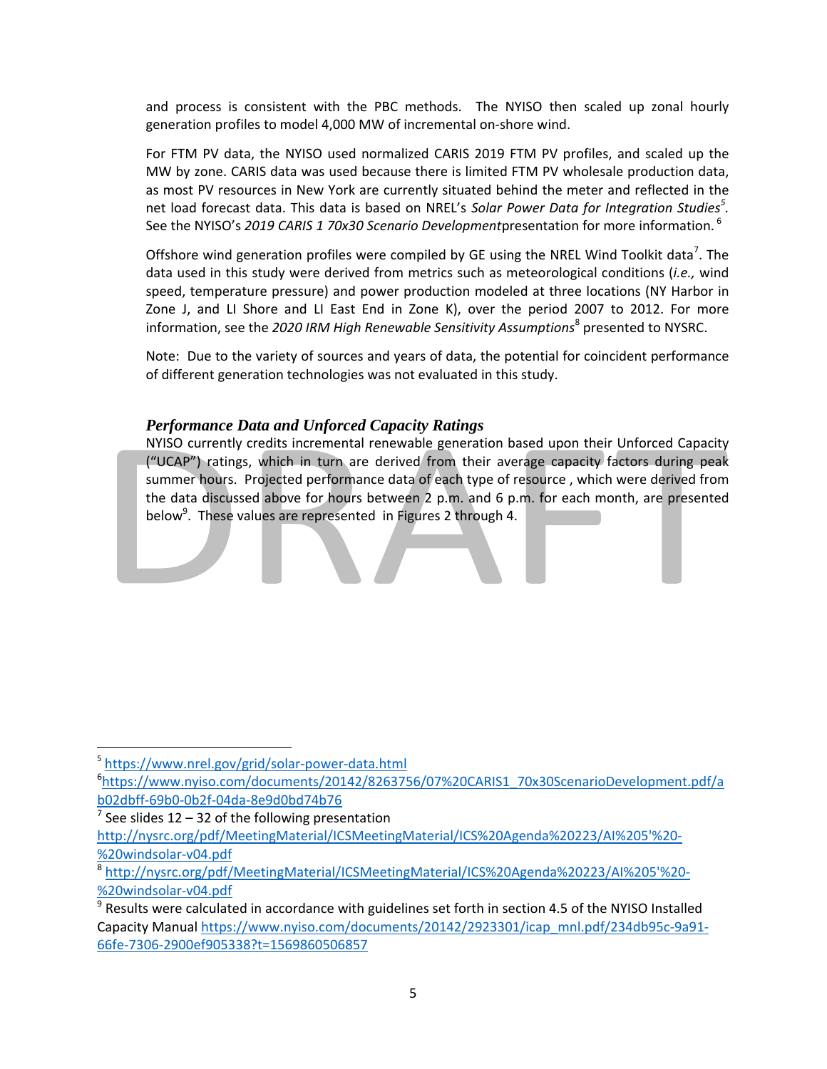and process is consistent with the PBC methods. The NYISO then scaled up zonal hourly generation profiles to model 4,000 MW of incremental on-shore wind.

For FTM PV data, the NYISO used normalized CARIS 2019 FTM PV profiles, and scaled up the MW by zone. CARIS data was used because there is limited FTM PV wholesale production data, as most PV resources in New York are currently situated behind the meter and reflected in the net load forecast data. This data is based on NREL's *Solar Power Data for Integration Studies*[5]. See the NYISO's *2019 CARIS 1 70x30 Scenario Development*presentation for more information.[6]

Offshore wind generation profiles were compiled by GE using the NREL Wind Toolkit data[7]. The data used in this study were derived from metrics such as meteorological conditions (*i.e.,* wind speed, temperature pressure) and power production modeled at three locations (NY Harbor in Zone J, and LI Shore and LI East End in Zone K), over the period 2007 to 2012. For more information, see the *2020 IRM High Renewable Sensitivity Assumptions*[8] presented to NYSRC.

Note: Due to the variety of sources and years of data, the potential for coincident performance of different generation technologies was not evaluated in this study.

### *Performance Data and Unforced Capacity Ratings*

NYISO currently credits incremental renewable generation based upon their Unforced Capacity ("UCAP") ratings, which in turn are derived from their average capacity factors during peak summer hours. Projected performance data of each type of resource , which were derived from the data discussed above for hours between 2 p.m. and 6 p.m. for each month, are presented below[9]. These values are represented in Figures 2 through 4.

---

[5] https://www.nrel.gov/grid/solar-power-data.html

[6] https://www.nyiso.com/documents/20142/8263756/07%20CARIS1_70x30ScenarioDevelopment.pdf/ab02dbff-69b0-0b2f-04da-8e9d0bd74b76

[7] See slides 12 – 32 of the following presentation http://nysrc.org/pdf/MeetingMaterial/ICSMeetingMaterial/ICS%20Agenda%20223/AI%205'%20-%20windsolar-v04.pdf

[8] http://nysrc.org/pdf/MeetingMaterial/ICSMeetingMaterial/ICS%20Agenda%20223/AI%205'%20-%20windsolar-v04.pdf

[9] Results were calculated in accordance with guidelines set forth in section 4.5 of the NYISO Installed Capacity Manual https://www.nyiso.com/documents/20142/2923301/icap_mnl.pdf/234db95c-9a91-66fe-7306-2900ef905338?t=1569860506857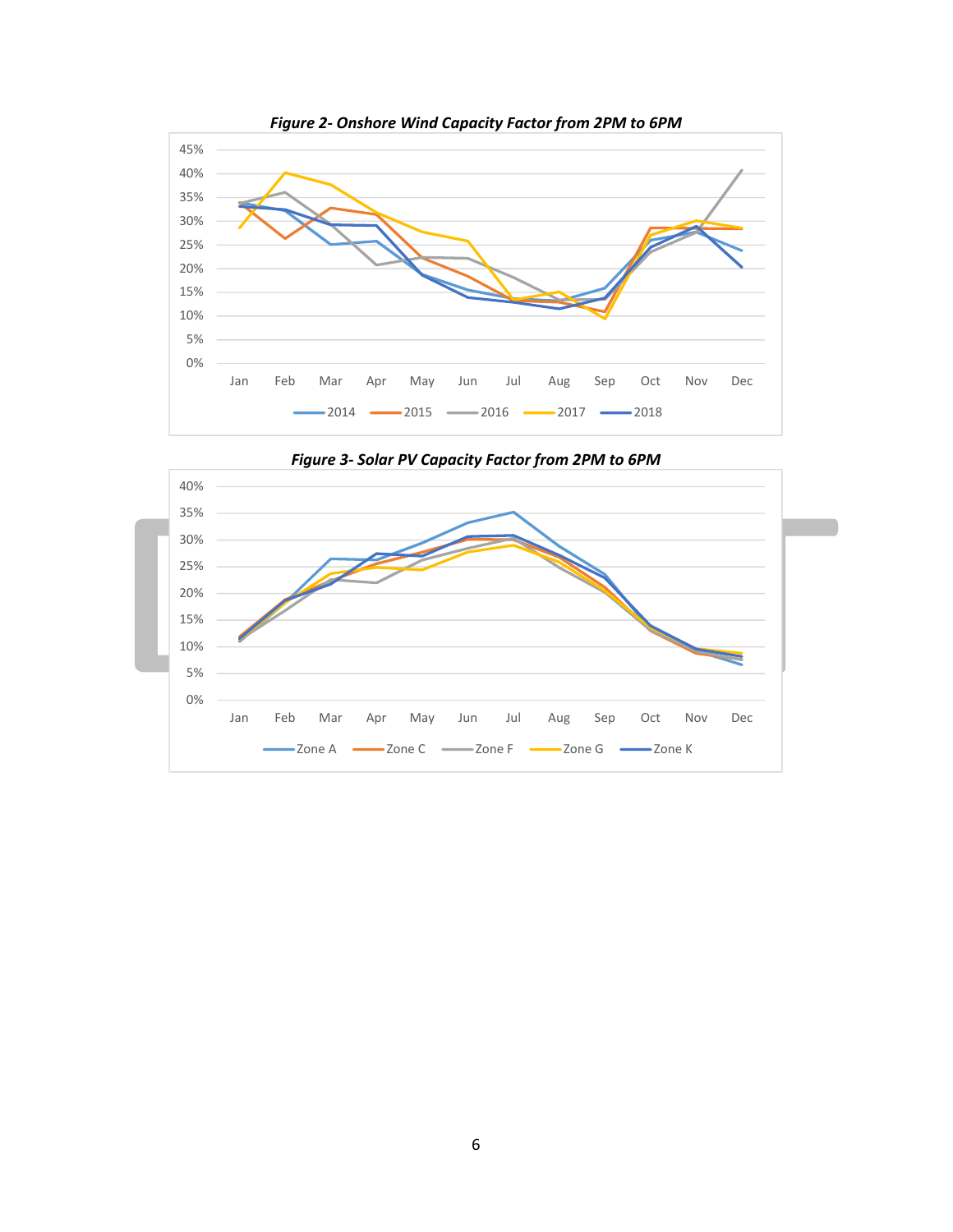***Figure 2- Onshore Wind Capacity Factor from 2PM to 6PM***

***Figure 3- Solar PV Capacity Factor from 2PM to 6PM***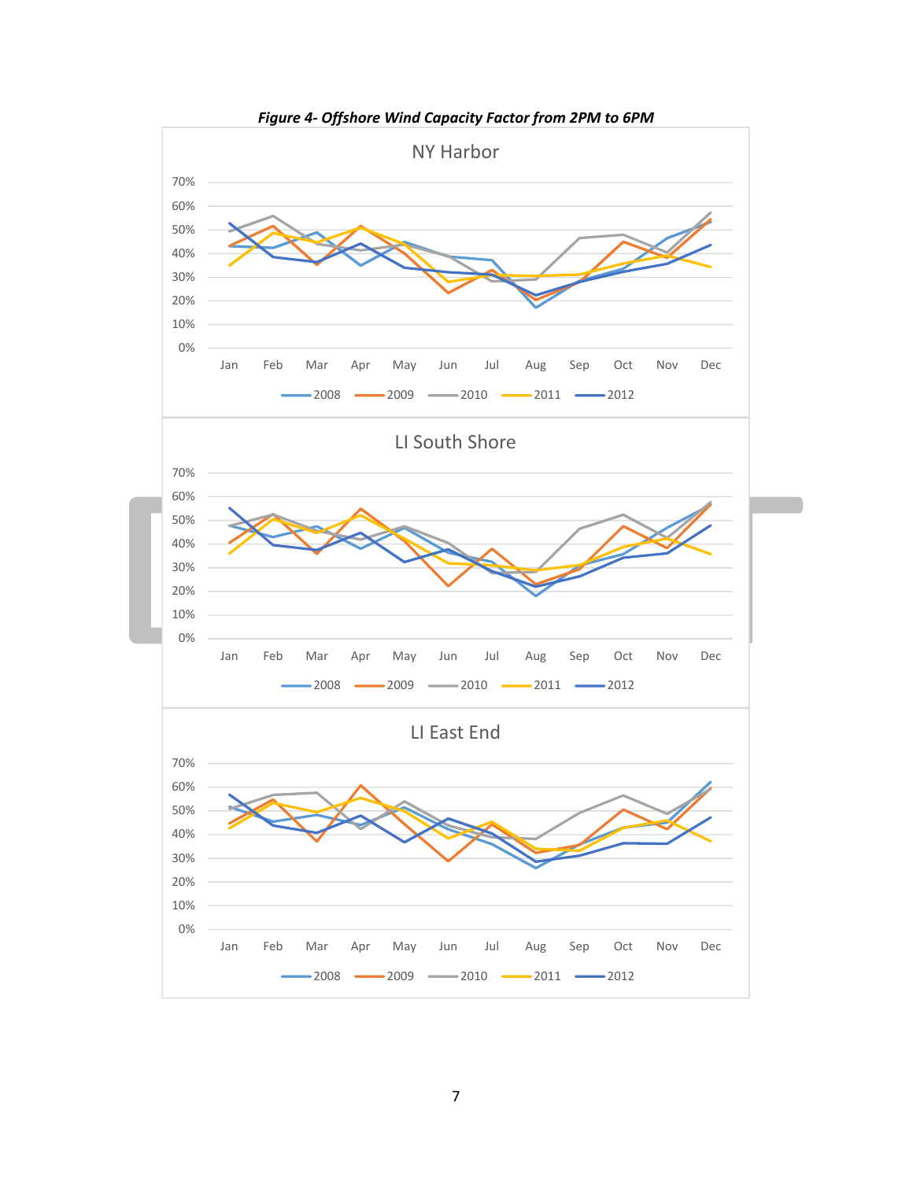***Figure 4- Offshore Wind Capacity Factor from 2PM to 6PM***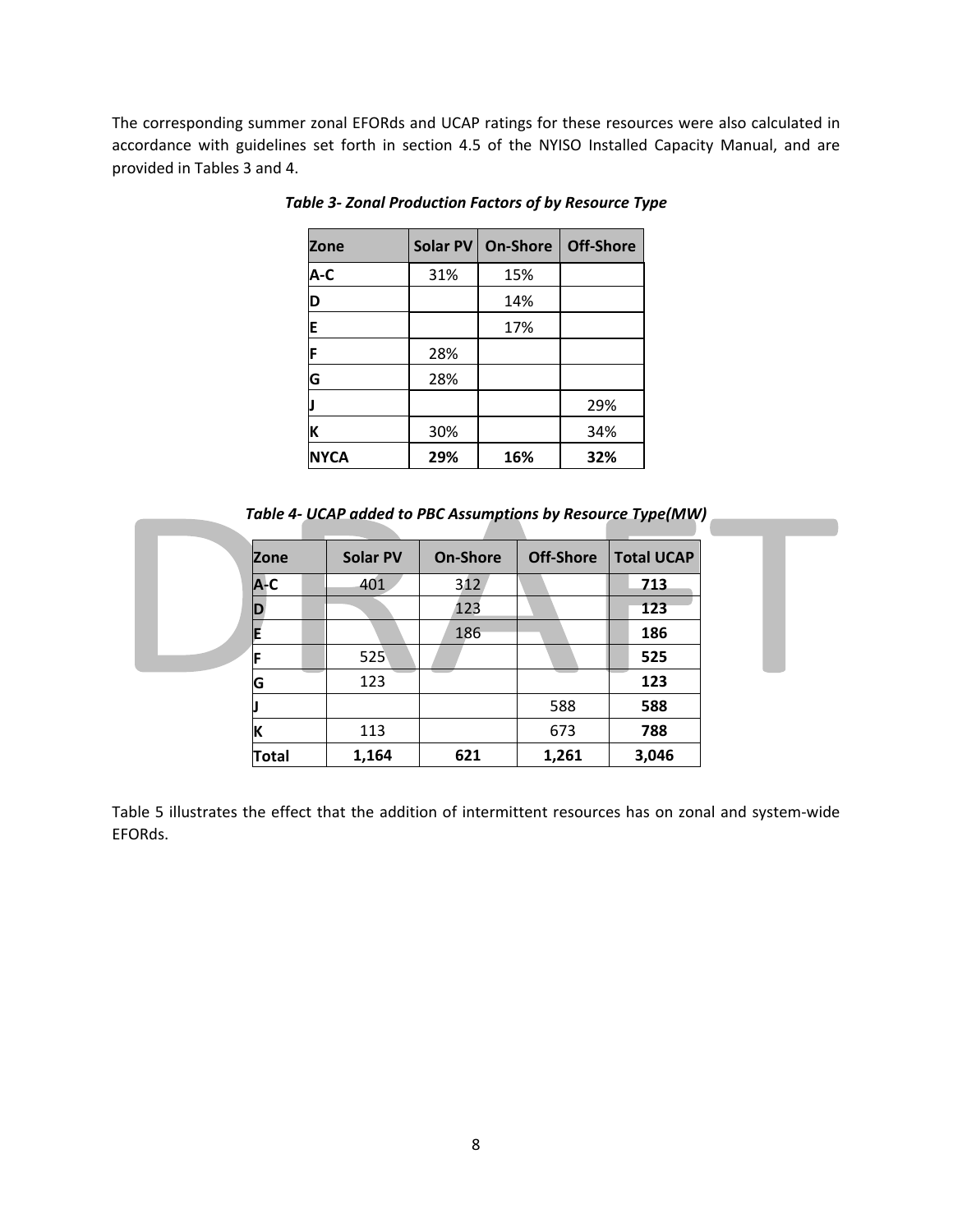The corresponding summer zonal EFORds and UCAP ratings for these resources were also calculated in accordance with guidelines set forth in section 4.5 of the NYISO Installed Capacity Manual, and are provided in Tables 3 and 4.

***Table 3- Zonal Production Factors of by Resource Type***

| Zone | Solar PV | On-Shore | Off-Shore |
|---|---|---|---|
| **A-C** | 31% | 15% | |
| **D** | | 14% | |
| **E** | | 17% | |
| **F** | 28% | | |
| **G** | 28% | | |
| **J** | | | 29% |
| **K** | 30% | | 34% |
| **NYCA** | **29%** | **16%** | **32%** |

***Table 4- UCAP added to PBC Assumptions by Resource Type(MW)***

| Zone | Solar PV | On-Shore | Off-Shore | Total UCAP |
|---|---|---|---|---|
| **A-C** | 401 | 312 | | **713** |
| **D** | | 123 | | **123** |
| **E** | | 186 | | **186** |
| **F** | 525 | | | **525** |
| **G** | 123 | | | **123** |
| **J** | | | 588 | **588** |
| **K** | 113 | | 673 | **788** |
| **Total** | **1,164** | **621** | **1,261** | **3,046** |

Table 5 illustrates the effect that the addition of intermittent resources has on zonal and system-wide EFORds.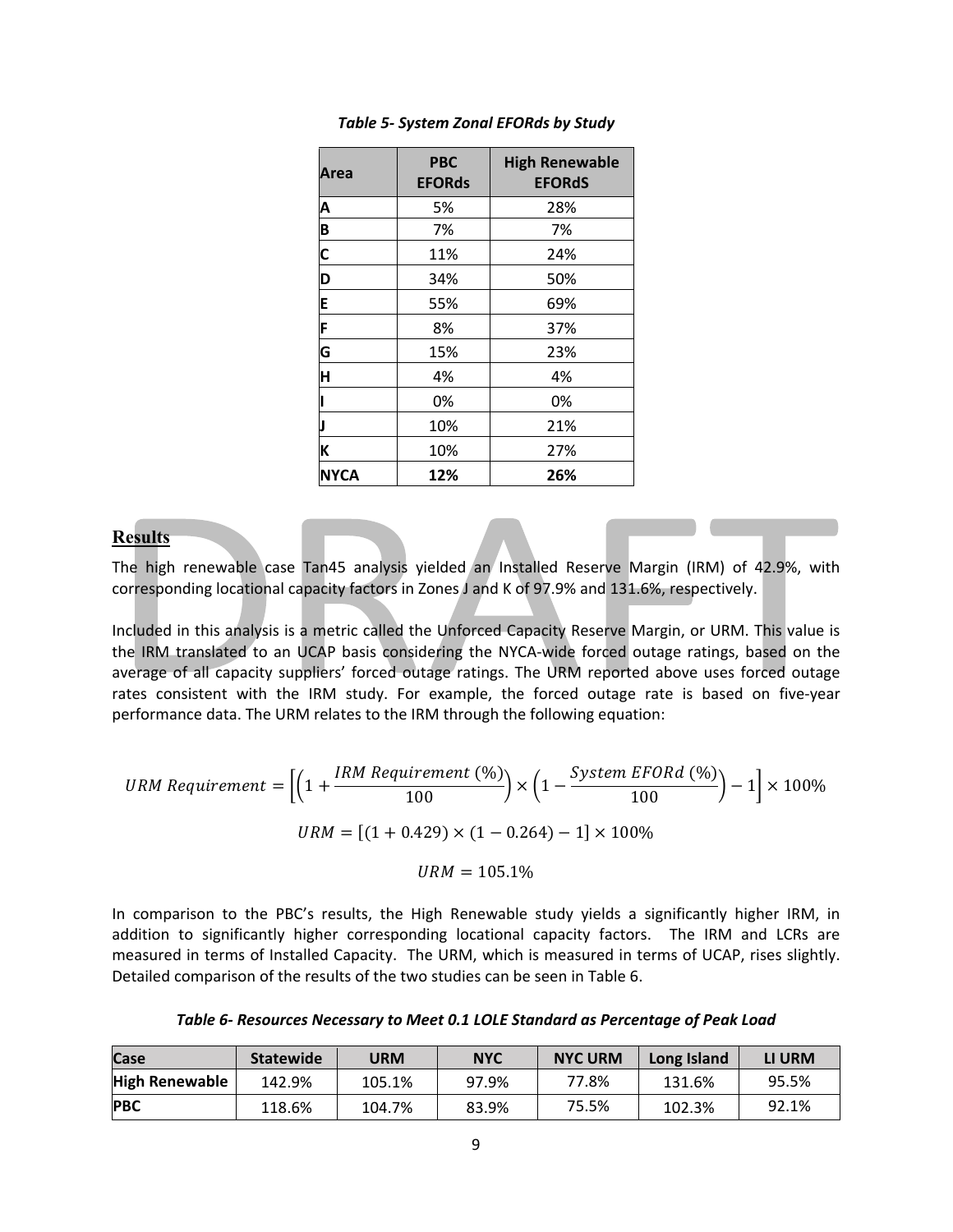*Table 5- System Zonal EFORds by Study*

| Area | PBC EFORds | High Renewable EFORdS |
|---|---|---|
| A | 5% | 28% |
| B | 7% | 7% |
| C | 11% | 24% |
| D | 34% | 50% |
| E | 55% | 69% |
| F | 8% | 37% |
| G | 15% | 23% |
| H | 4% | 4% |
| I | 0% | 0% |
| J | 10% | 21% |
| K | 10% | 27% |
| **NYCA** | **12%** | **26%** |

## Results

The high renewable case Tan45 analysis yielded an Installed Reserve Margin (IRM) of 42.9%, with corresponding locational capacity factors in Zones J and K of 97.9% and 131.6%, respectively.

Included in this analysis is a metric called the Unforced Capacity Reserve Margin, or URM. This value is the IRM translated to an UCAP basis considering the NYCA-wide forced outage ratings, based on the average of all capacity suppliers' forced outage ratings. The URM reported above uses forced outage rates consistent with the IRM study. For example, the forced outage rate is based on five-year performance data. The URM relates to the IRM through the following equation:

$$URM\ Requirement = \left[\left(1 + \frac{IRM\ Requirement\ (\%)}{100}\right) \times \left(1 - \frac{System\ EFORd\ (\%)}{100}\right) - 1\right] \times 100\%$$

$$URM = [(1 + 0.429) \times (1 - 0.264) - 1] \times 100\%$$

$$URM = 105.1\%$$

In comparison to the PBC's results, the High Renewable study yields a significantly higher IRM, in addition to significantly higher corresponding locational capacity factors. The IRM and LCRs are measured in terms of Installed Capacity. The URM, which is measured in terms of UCAP, rises slightly. Detailed comparison of the results of the two studies can be seen in Table 6.

*Table 6- Resources Necessary to Meet 0.1 LOLE Standard as Percentage of Peak Load*

| Case | Statewide | URM | NYC | NYC URM | Long Island | LI URM |
|---|---|---|---|---|---|---|
| **High Renewable** | 142.9% | 105.1% | 97.9% | 77.8% | 131.6% | 95.5% |
| **PBC** | 118.6% | 104.7% | 83.9% | 75.5% | 102.3% | 92.1% |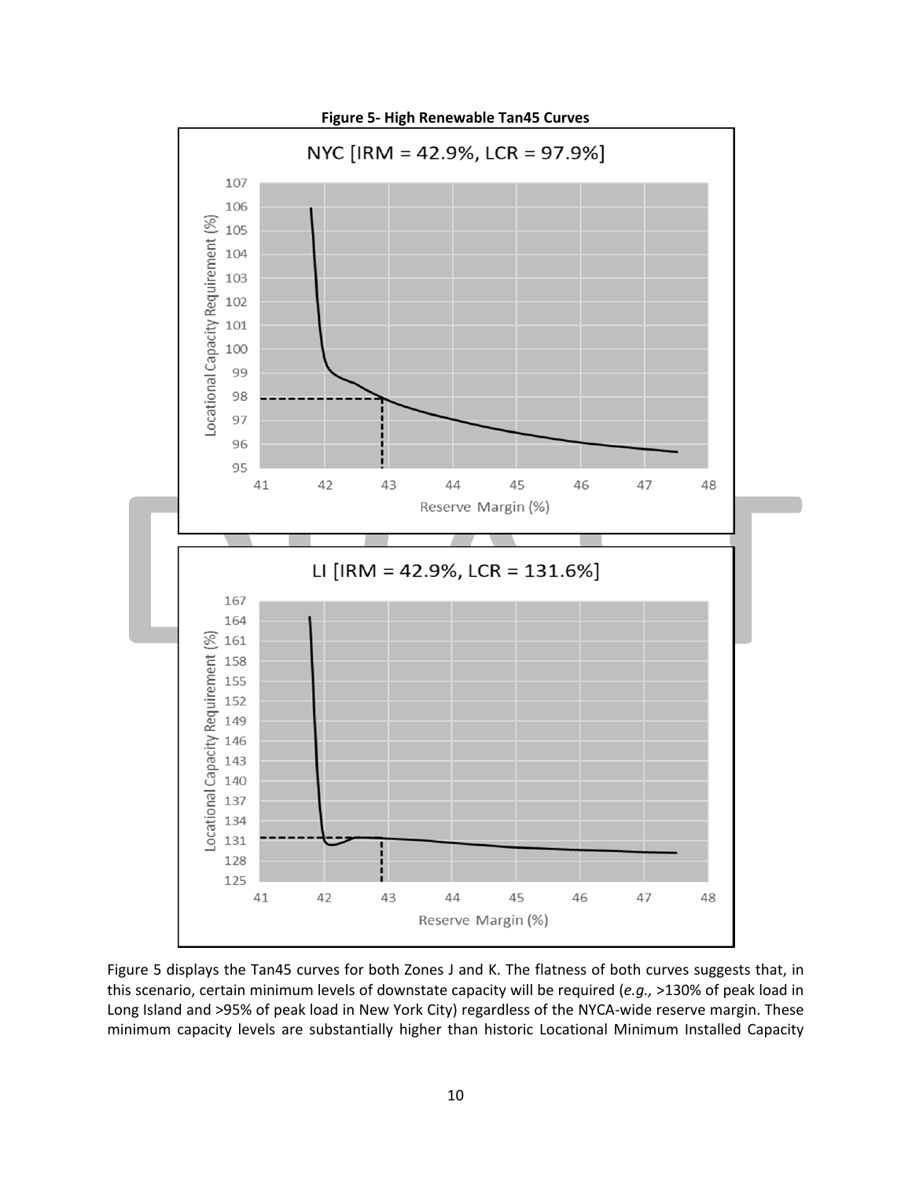**Figure 5- High Renewable Tan45 Curves**

Figure 5 displays the Tan45 curves for both Zones J and K. The flatness of both curves suggests that, in this scenario, certain minimum levels of downstate capacity will be required (*e.g.,* >130% of peak load in Long Island and >95% of peak load in New York City) regardless of the NYCA-wide reserve margin. These minimum capacity levels are substantially higher than historic Locational Minimum Installed Capacity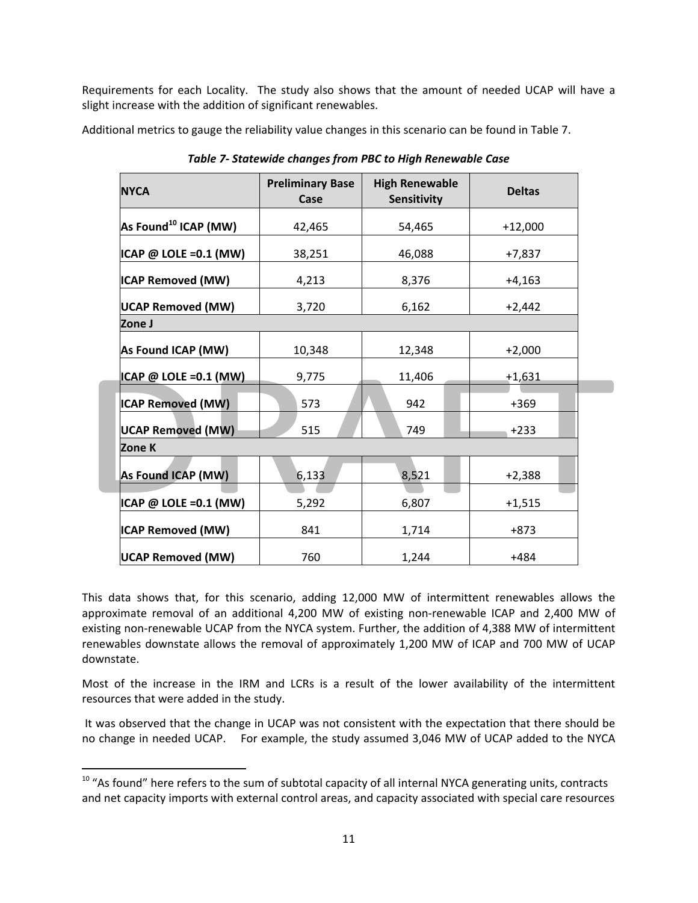Requirements for each Locality. The study also shows that the amount of needed UCAP will have a slight increase with the addition of significant renewables.

Additional metrics to gauge the reliability value changes in this scenario can be found in Table 7.

***Table 7- Statewide changes from PBC to High Renewable Case***

| NYCA | Preliminary Base Case | High Renewable Sensitivity | Deltas |
|---|---|---|---|
| **As Found[10] ICAP (MW)** | 42,465 | 54,465 | +12,000 |
| **ICAP @ LOLE =0.1 (MW)** | 38,251 | 46,088 | +7,837 |
| **ICAP Removed (MW)** | 4,213 | 8,376 | +4,163 |
| **UCAP Removed (MW)** | 3,720 | 6,162 | +2,442 |
| **Zone J** | | | |
| **As Found ICAP (MW)** | 10,348 | 12,348 | +2,000 |
| **ICAP @ LOLE =0.1 (MW)** | 9,775 | 11,406 | +1,631 |
| **ICAP Removed (MW)** | 573 | 942 | +369 |
| **UCAP Removed (MW)** | 515 | 749 | +233 |
| **Zone K** | | | |
| **As Found ICAP (MW)** | 6,133 | 8,521 | +2,388 |
| **ICAP @ LOLE =0.1 (MW)** | 5,292 | 6,807 | +1,515 |
| **ICAP Removed (MW)** | 841 | 1,714 | +873 |
| **UCAP Removed (MW)** | 760 | 1,244 | +484 |

This data shows that, for this scenario, adding 12,000 MW of intermittent renewables allows the approximate removal of an additional 4,200 MW of existing non-renewable ICAP and 2,400 MW of existing non-renewable UCAP from the NYCA system. Further, the addition of 4,388 MW of intermittent renewables downstate allows the removal of approximately 1,200 MW of ICAP and 700 MW of UCAP downstate.

Most of the increase in the IRM and LCRs is a result of the lower availability of the intermittent resources that were added in the study.

It was observed that the change in UCAP was not consistent with the expectation that there should be no change in needed UCAP. For example, the study assumed 3,046 MW of UCAP added to the NYCA

[10] "As found" here refers to the sum of subtotal capacity of all internal NYCA generating units, contracts and net capacity imports with external control areas, and capacity associated with special care resources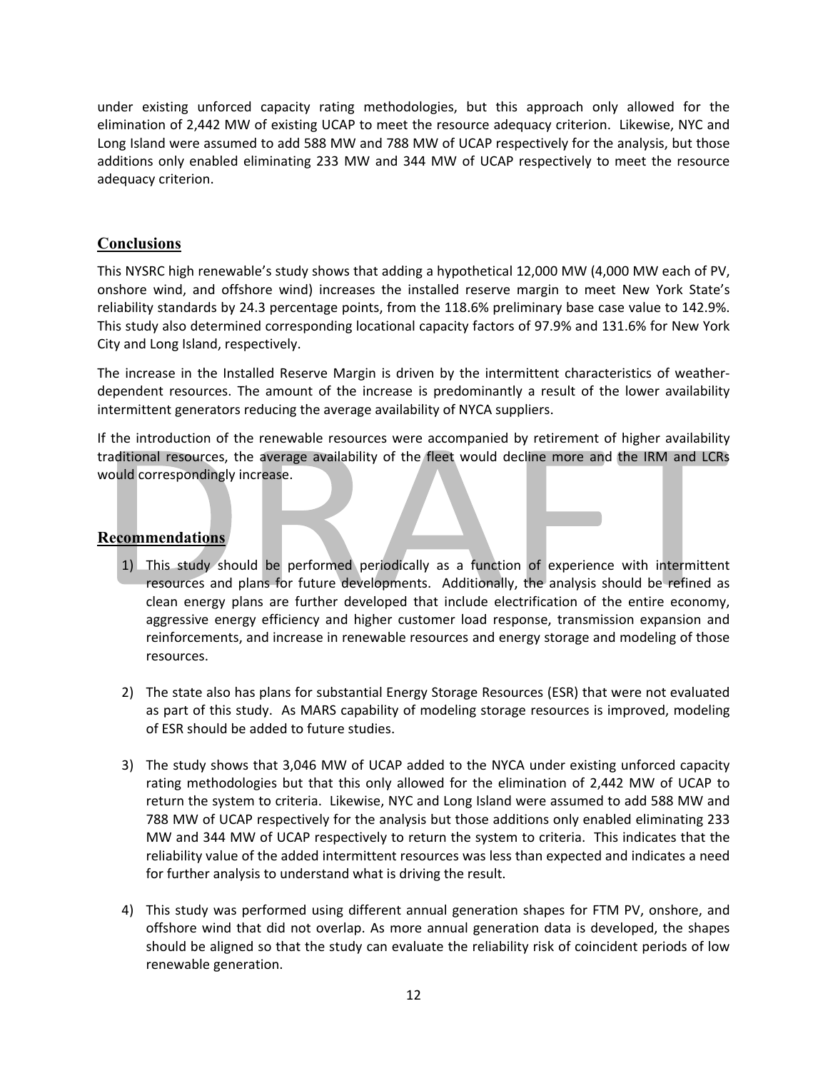under existing unforced capacity rating methodologies, but this approach only allowed for the elimination of 2,442 MW of existing UCAP to meet the resource adequacy criterion. Likewise, NYC and Long Island were assumed to add 588 MW and 788 MW of UCAP respectively for the analysis, but those additions only enabled eliminating 233 MW and 344 MW of UCAP respectively to meet the resource adequacy criterion.

## Conclusions

This NYSRC high renewable's study shows that adding a hypothetical 12,000 MW (4,000 MW each of PV, onshore wind, and offshore wind) increases the installed reserve margin to meet New York State's reliability standards by 24.3 percentage points, from the 118.6% preliminary base case value to 142.9%. This study also determined corresponding locational capacity factors of 97.9% and 131.6% for New York City and Long Island, respectively.

The increase in the Installed Reserve Margin is driven by the intermittent characteristics of weather-dependent resources. The amount of the increase is predominantly a result of the lower availability intermittent generators reducing the average availability of NYCA suppliers.

If the introduction of the renewable resources were accompanied by retirement of higher availability traditional resources, the average availability of the fleet would decline more and the IRM and LCRs would correspondingly increase.

## Recommendations

1) This study should be performed periodically as a function of experience with intermittent resources and plans for future developments. Additionally, the analysis should be refined as clean energy plans are further developed that include electrification of the entire economy, aggressive energy efficiency and higher customer load response, transmission expansion and reinforcements, and increase in renewable resources and energy storage and modeling of those resources.

2) The state also has plans for substantial Energy Storage Resources (ESR) that were not evaluated as part of this study. As MARS capability of modeling storage resources is improved, modeling of ESR should be added to future studies.

3) The study shows that 3,046 MW of UCAP added to the NYCA under existing unforced capacity rating methodologies but that this only allowed for the elimination of 2,442 MW of UCAP to return the system to criteria. Likewise, NYC and Long Island were assumed to add 588 MW and 788 MW of UCAP respectively for the analysis but those additions only enabled eliminating 233 MW and 344 MW of UCAP respectively to return the system to criteria. This indicates that the reliability value of the added intermittent resources was less than expected and indicates a need for further analysis to understand what is driving the result.

4) This study was performed using different annual generation shapes for FTM PV, onshore, and offshore wind that did not overlap. As more annual generation data is developed, the shapes should be aligned so that the study can evaluate the reliability risk of coincident periods of low renewable generation.